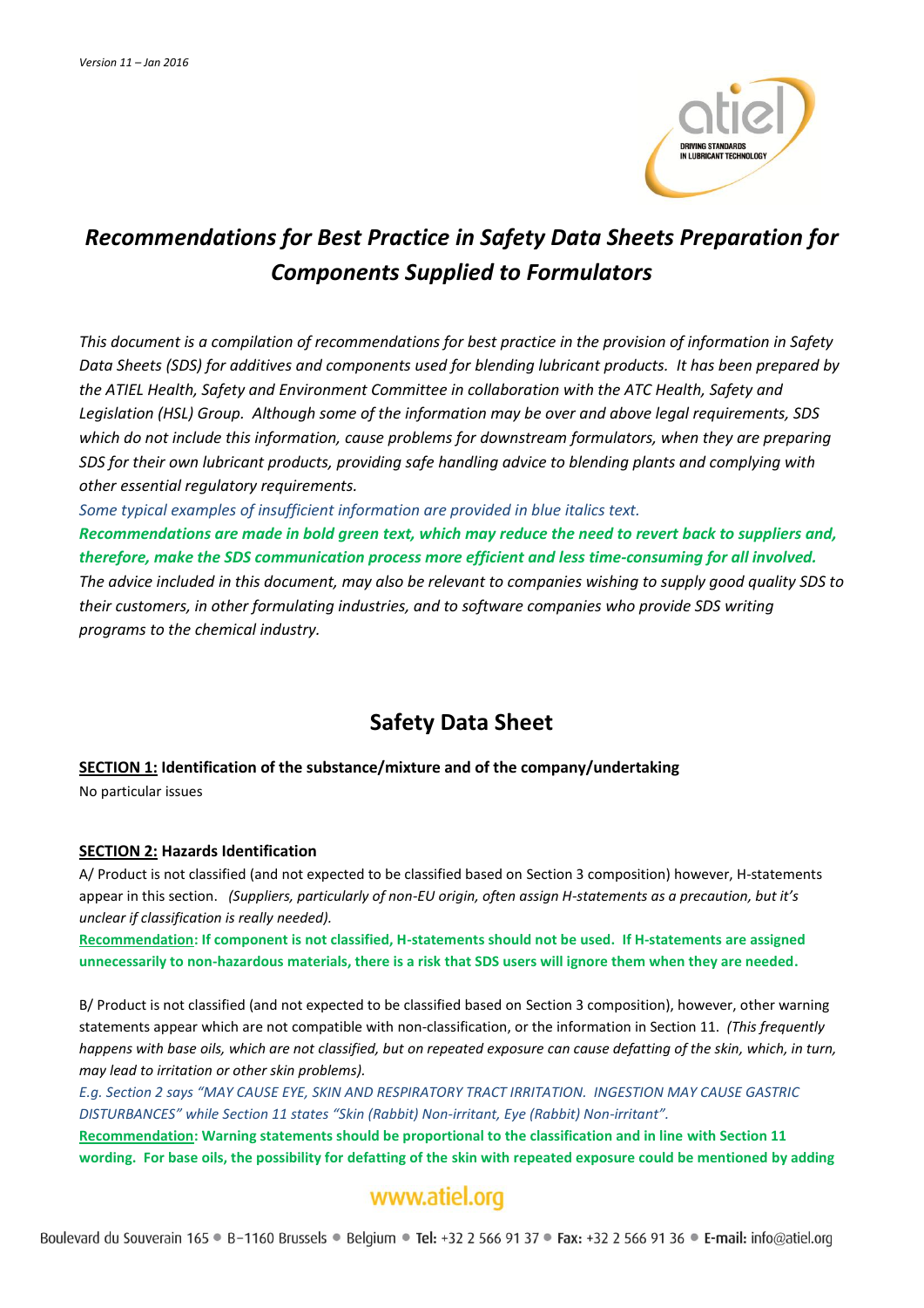*Version 11 – Jan 2016*

# *Recommendations for Best Practice in Safety Data Sheets Preparation for Components Supplied to Formulators*

*This document is a compilation of recommendations for best practice in the provision of information in Safety Data Sheets (SDS) for additives and components used for blending lubricant products. It has been prepared by the ATIEL Health, Safety and Environment Committee in collaboration with the ATC Health, Safety and Legislation (HSL) Group. Although some of the information may be over and above legal requirements, SDS which do not include this information, cause problems for downstream formulators, when they are preparing SDS for their own lubricant products, providing safe handling advice to blending plants and complying with other essential regulatory requirements.*

*Some typical examples of insufficient information are provided in blue italics text.*

***Recommendations are made in bold green text, which may reduce the need to revert back to suppliers and, therefore, make the SDS communication process more efficient and less time-consuming for all involved.***

*The advice included in this document, may also be relevant to companies wishing to supply good quality SDS to their customers, in other formulating industries, and to software companies who provide SDS writing programs to the chemical industry.*

## Safety Data Sheet

### SECTION 1: Identification of the substance/mixture and of the company/undertaking

No particular issues

### SECTION 2: Hazards Identification

A/ Product is not classified (and not expected to be classified based on Section 3 composition) however, H-statements appear in this section. *(Suppliers, particularly of non-EU origin, often assign H-statements as a precaution, but it's unclear if classification is really needed).*

**Recommendation: If component is not classified, H-statements should not be used. If H-statements are assigned unnecessarily to non-hazardous materials, there is a risk that SDS users will ignore them when they are needed.**

B/ Product is not classified (and not expected to be classified based on Section 3 composition), however, other warning statements appear which are not compatible with non-classification, or the information in Section 11. *(This frequently happens with base oils, which are not classified, but on repeated exposure can cause defatting of the skin, which, in turn, may lead to irritation or other skin problems).*

*E.g. Section 2 says "MAY CAUSE EYE, SKIN AND RESPIRATORY TRACT IRRITATION. INGESTION MAY CAUSE GASTRIC DISTURBANCES" while Section 11 states "Skin (Rabbit) Non-irritant, Eye (Rabbit) Non-irritant".*

**Recommendation: Warning statements should be proportional to the classification and in line with Section 11 wording. For base oils, the possibility for defatting of the skin with repeated exposure could be mentioned by adding**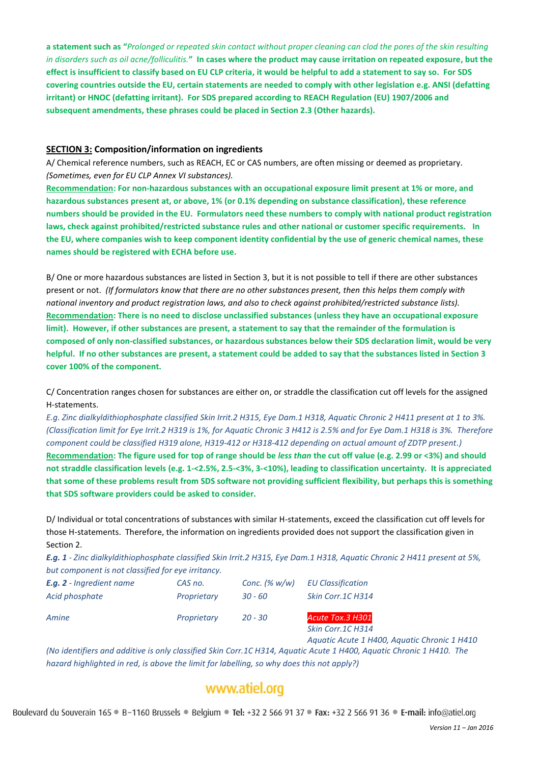**a statement such as "*Prolonged or repeated skin contact without proper cleaning can clod the pores of the skin resulting in disorders such as oil acne/folliculitis.*" In cases where the product may cause irritation on repeated exposure, but the effect is insufficient to classify based on EU CLP criteria, it would be helpful to add a statement to say so. For SDS covering countries outside the EU, certain statements are needed to comply with other legislation e.g. ANSI (defatting irritant) or HNOC (defatting irritant). For SDS prepared according to REACH Regulation (EU) 1907/2006 and subsequent amendments, these phrases could be placed in Section 2.3 (Other hazards).**

## SECTION 3: Composition/information on ingredients

A/ Chemical reference numbers, such as REACH, EC or CAS numbers, are often missing or deemed as proprietary. *(Sometimes, even for EU CLP Annex VI substances).*

**Recommendation: For non-hazardous substances with an occupational exposure limit present at 1% or more, and hazardous substances present at, or above, 1% (or 0.1% depending on substance classification), these reference numbers should be provided in the EU. Formulators need these numbers to comply with national product registration laws, check against prohibited/restricted substance rules and other national or customer specific requirements. In the EU, where companies wish to keep component identity confidential by the use of generic chemical names, these names should be registered with ECHA before use.**

B/ One or more hazardous substances are listed in Section 3, but it is not possible to tell if there are other substances present or not. *(If formulators know that there are no other substances present, then this helps them comply with national inventory and product registration laws, and also to check against prohibited/restricted substance lists).*

**Recommendation: There is no need to disclose unclassified substances (unless they have an occupational exposure limit). However, if other substances are present, a statement to say that the remainder of the formulation is composed of only non-classified substances, or hazardous substances below their SDS declaration limit, would be very helpful. If no other substances are present, a statement could be added to say that the substances listed in Section 3 cover 100% of the component.**

C/ Concentration ranges chosen for substances are either on, or straddle the classification cut off levels for the assigned H-statements.

*E.g. Zinc dialkyldithiophosphate classified Skin Irrit.2 H315, Eye Dam.1 H318, Aquatic Chronic 2 H411 present at 1 to 3%. (Classification limit for Eye Irrit.2 H319 is 1%, for Aquatic Chronic 3 H412 is 2.5% and for Eye Dam.1 H318 is 3%. Therefore component could be classified H319 alone, H319-412 or H318-412 depending on actual amount of ZDTP present.)*

**Recommendation: The figure used for top of range should be *less than* the cut off value (e.g. 2.99 or <3%) and should not straddle classification levels (e.g. 1-<2.5%, 2.5-<3%, 3-<10%), leading to classification uncertainty. It is appreciated that some of these problems result from SDS software not providing sufficient flexibility, but perhaps this is something that SDS software providers could be asked to consider.**

D/ Individual or total concentrations of substances with similar H-statements, exceed the classification cut off levels for those H-statements. Therefore, the information on ingredients provided does not support the classification given in Section 2.

***E.g. 1*** *- Zinc dialkyldithiophosphate classified Skin Irrit.2 H315, Eye Dam.1 H318, Aquatic Chronic 2 H411 present at 5%, but component is not classified for eye irritancy.*

| ***E.g. 2*** *- Ingredient name* | *CAS no.* | *Conc. (% w/w)* | *EU Classification* |
|---|---|---|---|
| *Acid phosphate* | *Proprietary* | *30 - 60* | *Skin Corr.1C H314* |
| *Amine* | *Proprietary* | *20 - 30* | *Acute Tox.3 H301*<br>*Skin Corr.1C H314*<br>*Aquatic Acute 1 H400, Aquatic Chronic 1 H410* |

*(No identifiers and additive is only classified Skin Corr.1C H314, Aquatic Acute 1 H400, Aquatic Chronic 1 H410. The hazard highlighted in red, is above the limit for labelling, so why does this not apply?)*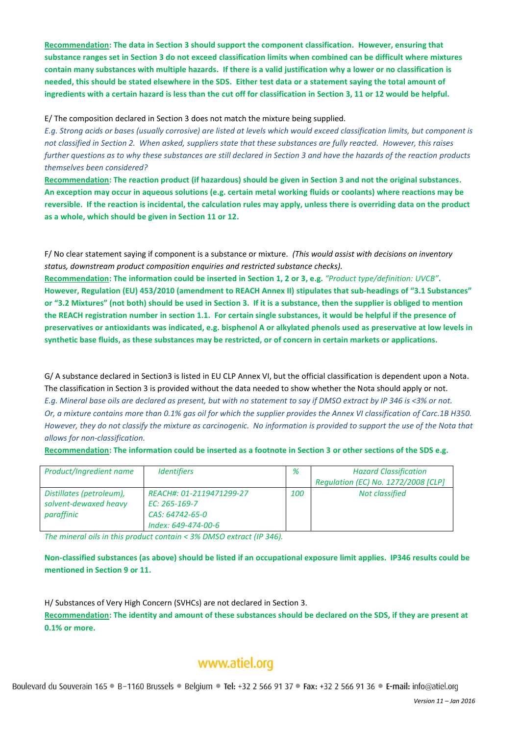**Recommendation: The data in Section 3 should support the component classification. However, ensuring that substance ranges set in Section 3 do not exceed classification limits when combined can be difficult where mixtures contain many substances with multiple hazards. If there is a valid justification why a lower or no classification is needed, this should be stated elsewhere in the SDS. Either test data or a statement saying the total amount of ingredients with a certain hazard is less than the cut off for classification in Section 3, 11 or 12 would be helpful.**

E/ The composition declared in Section 3 does not match the mixture being supplied.

*E.g. Strong acids or bases (usually corrosive) are listed at levels which would exceed classification limits, but component is not classified in Section 2. When asked, suppliers state that these substances are fully reacted. However, this raises further questions as to why these substances are still declared in Section 3 and have the hazards of the reaction products themselves been considered?*

**Recommendation: The reaction product (if hazardous) should be given in Section 3 and not the original substances. An exception may occur in aqueous solutions (e.g. certain metal working fluids or coolants) where reactions may be reversible. If the reaction is incidental, the calculation rules may apply, unless there is overriding data on the product as a whole, which should be given in Section 11 or 12.**

F/ No clear statement saying if component is a substance or mixture. *(This would assist with decisions on inventory status, downstream product composition enquiries and restricted substance checks).*

**Recommendation: The information could be inserted in Section 1, 2 or 3, e.g.** *"Product type/definition: UVCB"*. **However, Regulation (EU) 453/2010 (amendment to REACH Annex II) stipulates that sub-headings of "3.1 Substances" or "3.2 Mixtures" (not both) should be used in Section 3. If it is a substance, then the supplier is obliged to mention the REACH registration number in section 1.1. For certain single substances, it would be helpful if the presence of preservatives or antioxidants was indicated, e.g. bisphenol A or alkylated phenols used as preservative at low levels in synthetic base fluids, as these substances may be restricted, or of concern in certain markets or applications.**

G/ A substance declared in Section3 is listed in EU CLP Annex VI, but the official classification is dependent upon a Nota. The classification in Section 3 is provided without the data needed to show whether the Nota should apply or not.

*E.g. Mineral base oils are declared as present, but with no statement to say if DMSO extract by IP 346 is <3% or not. Or, a mixture contains more than 0.1% gas oil for which the supplier provides the Annex VI classification of Carc.1B H350. However, they do not classify the mixture as carcinogenic. No information is provided to support the use of the Nota that allows for non-classification.*

**Recommendation: The information could be inserted as a footnote in Section 3 or other sections of the SDS e.g.**

| *Product/Ingredient name* | *Identifiers* | *%* | *Hazard Classification Regulation (EC) No. 1272/2008 [CLP]* |
|---|---|---|---|
| *Distillates (petroleum), solvent-dewaxed heavy paraffinic* | *REACH#: 01-2119471299-27*<br>*EC: 265-169-7*<br>*CAS: 64742-65-0*<br>*Index: 649-474-00-6* | *100* | *Not classified* |

*The mineral oils in this product contain < 3% DMSO extract (IP 346).*

**Non-classified substances (as above) should be listed if an occupational exposure limit applies. IP346 results could be mentioned in Section 9 or 11.**

H/ Substances of Very High Concern (SVHCs) are not declared in Section 3.

**Recommendation: The identity and amount of these substances should be declared on the SDS, if they are present at 0.1% or more.**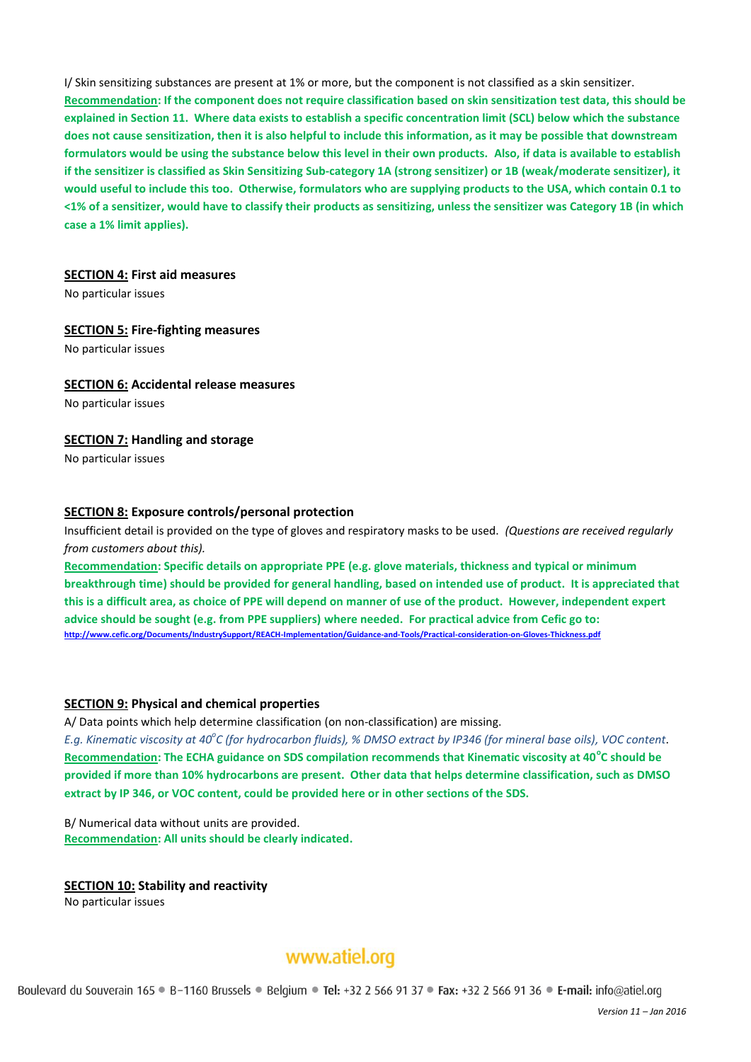I/ Skin sensitizing substances are present at 1% or more, but the component is not classified as a skin sensitizer.

**Recommendation: If the component does not require classification based on skin sensitization test data, this should be explained in Section 11. Where data exists to establish a specific concentration limit (SCL) below which the substance does not cause sensitization, then it is also helpful to include this information, as it may be possible that downstream formulators would be using the substance below this level in their own products. Also, if data is available to establish if the sensitizer is classified as Skin Sensitizing Sub-category 1A (strong sensitizer) or 1B (weak/moderate sensitizer), it would useful to include this too. Otherwise, formulators who are supplying products to the USA, which contain 0.1 to <1% of a sensitizer, would have to classify their products as sensitizing, unless the sensitizer was Category 1B (in which case a 1% limit applies).**

**SECTION 4: First aid measures**

No particular issues

**SECTION 5: Fire-fighting measures**

No particular issues

**SECTION 6: Accidental release measures**

No particular issues

**SECTION 7: Handling and storage**

No particular issues

**SECTION 8: Exposure controls/personal protection**

Insufficient detail is provided on the type of gloves and respiratory masks to be used. *(Questions are received regularly from customers about this).*

**Recommendation: Specific details on appropriate PPE (e.g. glove materials, thickness and typical or minimum breakthrough time) should be provided for general handling, based on intended use of product. It is appreciated that this is a difficult area, as choice of PPE will depend on manner of use of the product. However, independent expert advice should be sought (e.g. from PPE suppliers) where needed. For practical advice from Cefic go to:**
**http://www.cefic.org/Documents/IndustrySupport/REACH-Implementation/Guidance-and-Tools/Practical-consideration-on-Gloves-Thickness.pdf**

**SECTION 9: Physical and chemical properties**

A/ Data points which help determine classification (on non-classification) are missing.

*E.g. Kinematic viscosity at 40°C (for hydrocarbon fluids), % DMSO extract by IP346 (for mineral base oils), VOC content*.

**Recommendation: The ECHA guidance on SDS compilation recommends that Kinematic viscosity at 40°C should be provided if more than 10% hydrocarbons are present. Other data that helps determine classification, such as DMSO extract by IP 346, or VOC content, could be provided here or in other sections of the SDS.**

B/ Numerical data without units are provided.

**Recommendation: All units should be clearly indicated.**

**SECTION 10: Stability and reactivity**

No particular issues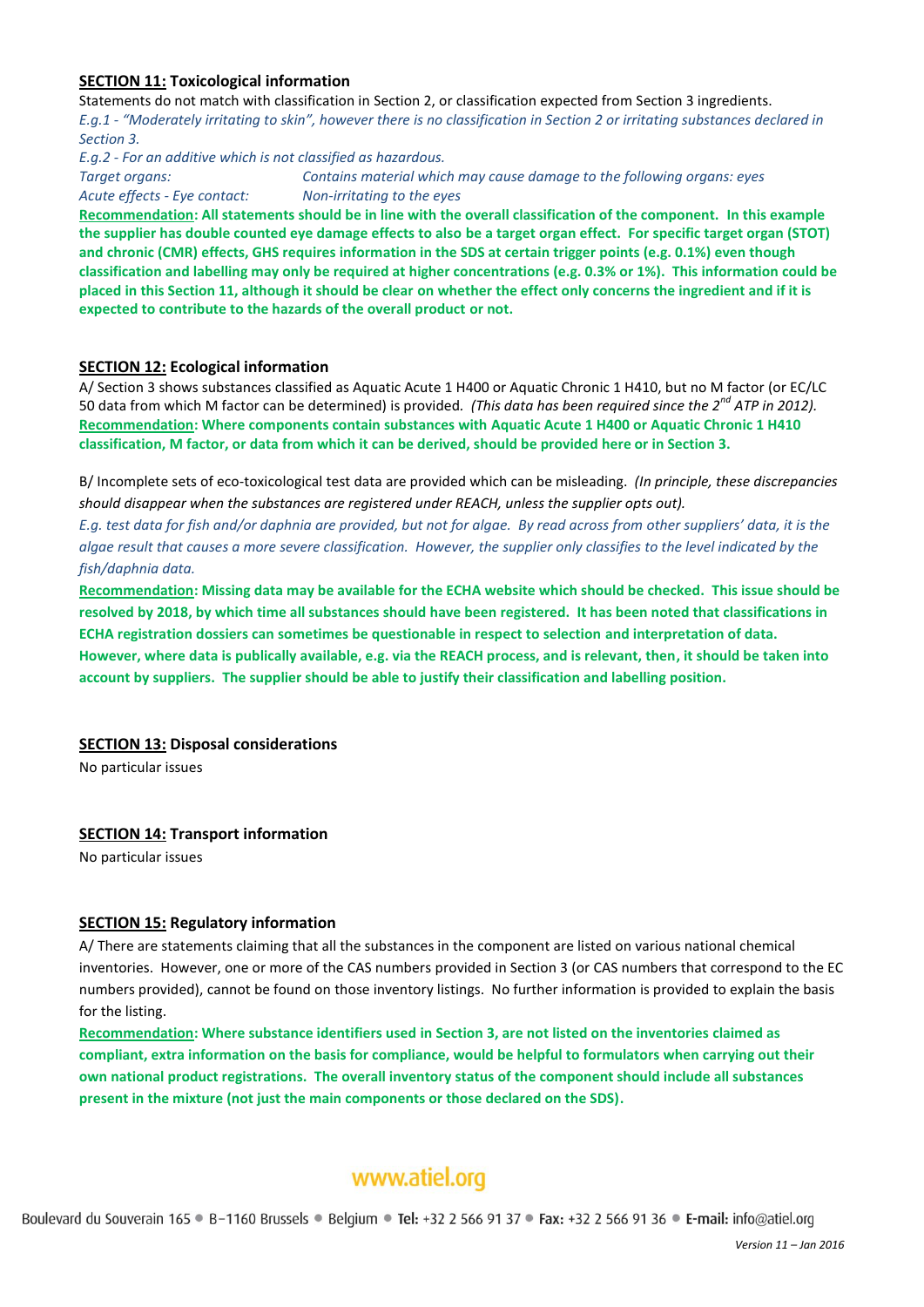**SECTION 11: Toxicological information**

Statements do not match with classification in Section 2, or classification expected from Section 3 ingredients.

*E.g.1 - "Moderately irritating to skin", however there is no classification in Section 2 or irritating substances declared in Section 3.*

*E.g.2 - For an additive which is not classified as hazardous.*

*Target organs: Contains material which may cause damage to the following organs: eyes*

*Acute effects - Eye contact: Non-irritating to the eyes*

**Recommendation: All statements should be in line with the overall classification of the component. In this example the supplier has double counted eye damage effects to also be a target organ effect. For specific target organ (STOT) and chronic (CMR) effects, GHS requires information in the SDS at certain trigger points (e.g. 0.1%) even though classification and labelling may only be required at higher concentrations (e.g. 0.3% or 1%). This information could be placed in this Section 11, although it should be clear on whether the effect only concerns the ingredient and if it is expected to contribute to the hazards of the overall product or not.**

**SECTION 12: Ecological information**

A/ Section 3 shows substances classified as Aquatic Acute 1 H400 or Aquatic Chronic 1 H410, but no M factor (or EC/LC 50 data from which M factor can be determined) is provided. *(This data has been required since the 2nd ATP in 2012).*

**Recommendation: Where components contain substances with Aquatic Acute 1 H400 or Aquatic Chronic 1 H410 classification, M factor, or data from which it can be derived, should be provided here or in Section 3.**

B/ Incomplete sets of eco-toxicological test data are provided which can be misleading. *(In principle, these discrepancies should disappear when the substances are registered under REACH, unless the supplier opts out).*

*E.g. test data for fish and/or daphnia are provided, but not for algae. By read across from other suppliers' data, it is the algae result that causes a more severe classification. However, the supplier only classifies to the level indicated by the fish/daphnia data.*

**Recommendation: Missing data may be available for the ECHA website which should be checked. This issue should be resolved by 2018, by which time all substances should have been registered. It has been noted that classifications in ECHA registration dossiers can sometimes be questionable in respect to selection and interpretation of data. However, where data is publically available, e.g. via the REACH process, and is relevant, then, it should be taken into account by suppliers. The supplier should be able to justify their classification and labelling position.**

**SECTION 13: Disposal considerations**

No particular issues

**SECTION 14: Transport information**

No particular issues

**SECTION 15: Regulatory information**

A/ There are statements claiming that all the substances in the component are listed on various national chemical inventories. However, one or more of the CAS numbers provided in Section 3 (or CAS numbers that correspond to the EC numbers provided), cannot be found on those inventory listings. No further information is provided to explain the basis for the listing.

**Recommendation: Where substance identifiers used in Section 3, are not listed on the inventories claimed as compliant, extra information on the basis for compliance, would be helpful to formulators when carrying out their own national product registrations. The overall inventory status of the component should include all substances present in the mixture (not just the main components or those declared on the SDS).**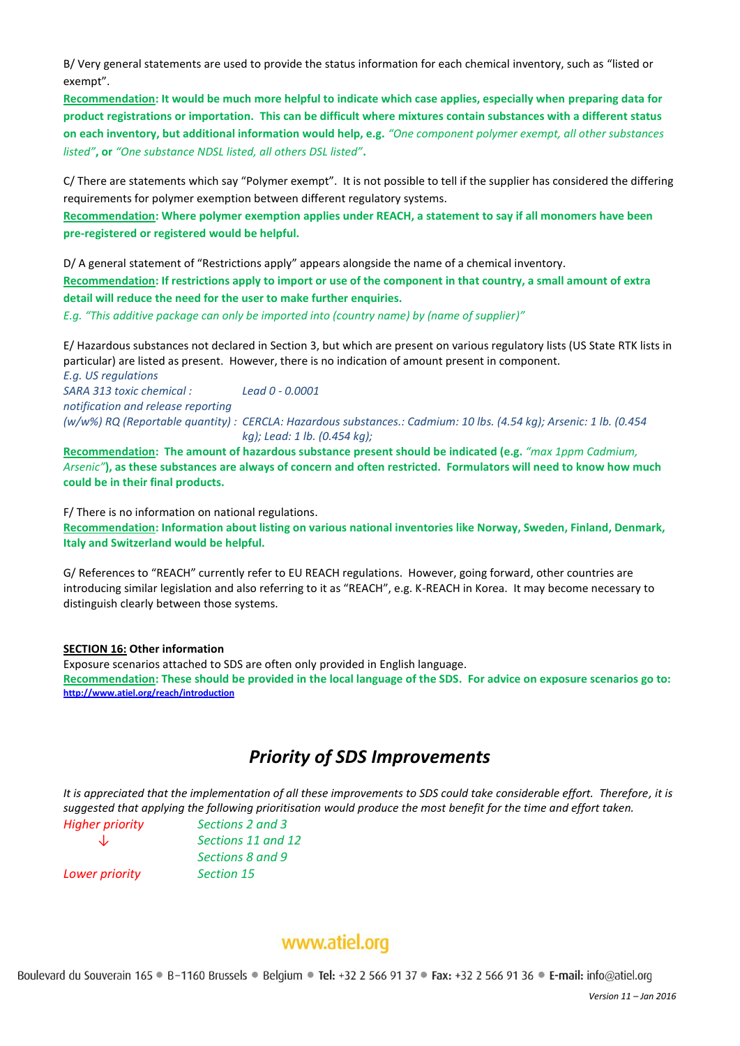B/ Very general statements are used to provide the status information for each chemical inventory, such as "listed or exempt".

**Recommendation: It would be much more helpful to indicate which case applies, especially when preparing data for product registrations or importation. This can be difficult where mixtures contain substances with a different status on each inventory, but additional information would help, e.g.** *"One component polymer exempt, all other substances listed"*, **or** *"One substance NDSL listed, all others DSL listed"*.

C/ There are statements which say "Polymer exempt". It is not possible to tell if the supplier has considered the differing requirements for polymer exemption between different regulatory systems.

**Recommendation: Where polymer exemption applies under REACH, a statement to say if all monomers have been pre-registered or registered would be helpful.**

D/ A general statement of "Restrictions apply" appears alongside the name of a chemical inventory.

**Recommendation: If restrictions apply to import or use of the component in that country, a small amount of extra detail will reduce the need for the user to make further enquiries.**

*E.g. "This additive package can only be imported into (country name) by (name of supplier)"*

E/ Hazardous substances not declared in Section 3, but which are present on various regulatory lists (US State RTK lists in particular) are listed as present. However, there is no indication of amount present in component.

*E.g. US regulations*

*SARA 313 toxic chemical : notification and release reporting* — *Lead 0 - 0.0001*

*(w/w%) RQ (Reportable quantity) :* *CERCLA: Hazardous substances.: Cadmium: 10 lbs. (4.54 kg); Arsenic: 1 lb. (0.454 kg); Lead: 1 lb. (0.454 kg);*

**Recommendation: The amount of hazardous substance present should be indicated (e.g.** *"max 1ppm Cadmium, Arsenic"***), as these substances are always of concern and often restricted. Formulators will need to know how much could be in their final products.**

F/ There is no information on national regulations.

**Recommendation: Information about listing on various national inventories like Norway, Sweden, Finland, Denmark, Italy and Switzerland would be helpful.**

G/ References to "REACH" currently refer to EU REACH regulations. However, going forward, other countries are introducing similar legislation and also referring to it as "REACH", e.g. K-REACH in Korea. It may become necessary to distinguish clearly between those systems.

**SECTION 16: Other information**

Exposure scenarios attached to SDS are often only provided in English language.

**Recommendation: These should be provided in the local language of the SDS. For advice on exposure scenarios go to:** http://www.atiel.org/reach/introduction

## *Priority of SDS Improvements*

*It is appreciated that the implementation of all these improvements to SDS could take considerable effort. Therefore, it is suggested that applying the following prioritisation would produce the most benefit for the time and effort taken.*

| | |
|---|---|
| *Higher priority* | *Sections 2 and 3* |
| ↓ | *Sections 11 and 12* |
| | *Sections 8 and 9* |
| *Lower priority* | *Section 15* |

www.atiel.org

Boulevard du Souverain 165 • B-1160 Brussels • Belgium • **Tel:** +32 2 566 91 37 • **Fax:** +32 2 566 91 36 • **E-mail:** info@atiel.org

*Version 11 – Jan 2016*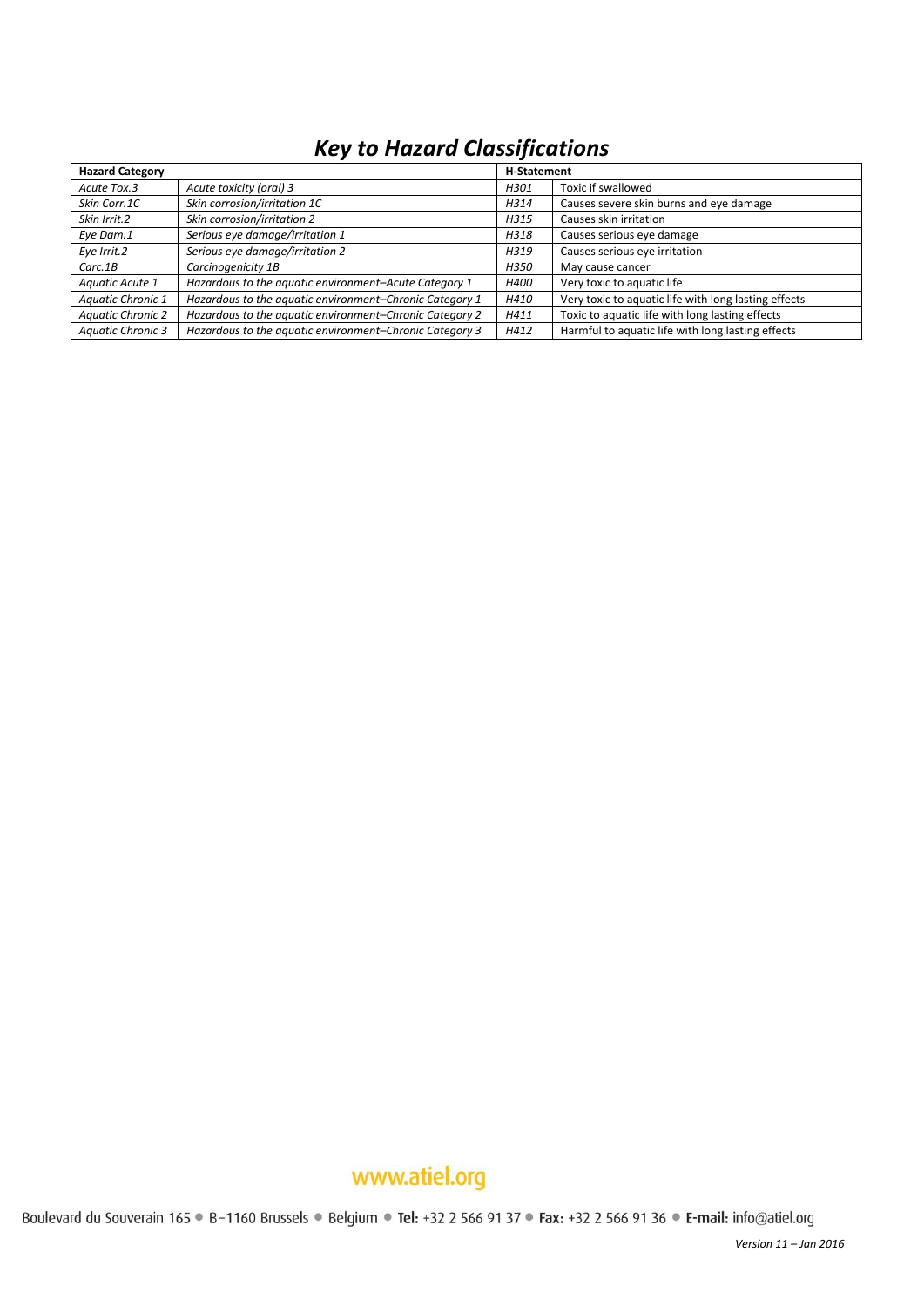# *Key to Hazard Classifications*

| **Hazard Category** | | **H-Statement** | |
|---|---|---|---|
| *Acute Tox.3* | *Acute toxicity (oral) 3* | *H301* | Toxic if swallowed |
| *Skin Corr.1C* | *Skin corrosion/irritation 1C* | *H314* | Causes severe skin burns and eye damage |
| *Skin Irrit.2* | *Skin corrosion/irritation 2* | *H315* | Causes skin irritation |
| *Eye Dam.1* | *Serious eye damage/irritation 1* | *H318* | Causes serious eye damage |
| *Eye Irrit.2* | *Serious eye damage/irritation 2* | *H319* | Causes serious eye irritation |
| *Carc.1B* | *Carcinogenicity 1B* | *H350* | May cause cancer |
| *Aquatic Acute 1* | *Hazardous to the aquatic environment–Acute Category 1* | *H400* | Very toxic to aquatic life |
| *Aquatic Chronic 1* | *Hazardous to the aquatic environment–Chronic Category 1* | *H410* | Very toxic to aquatic life with long lasting effects |
| *Aquatic Chronic 2* | *Hazardous to the aquatic environment–Chronic Category 2* | *H411* | Toxic to aquatic life with long lasting effects |
| *Aquatic Chronic 3* | *Hazardous to the aquatic environment–Chronic Category 3* | *H412* | Harmful to aquatic life with long lasting effects |

www.atiel.org

Boulevard du Souverain 165 • B-1160 Brussels • Belgium • **Tel:** +32 2 566 91 37 • **Fax:** +32 2 566 91 36 • **E-mail:** info@atiel.org

*Version 11 – Jan 2016*